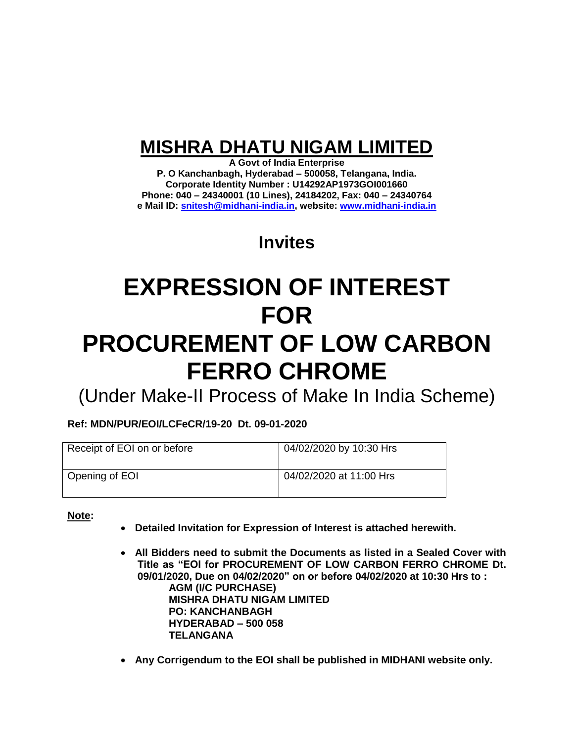# MISHRA DHATU NIGAM LIMITED

**A Govt of India Enterprise**
**P. O Kanchanbagh, Hyderabad – 500058, Telangana, India.**
**Corporate Identity Number : U14292AP1973GOI001660**
**Phone: 040 – 24340001 (10 Lines), 24184202, Fax: 040 – 24340764**
**e Mail ID: snitesh@midhani-india.in, website: www.midhani-india.in**

## Invites

# EXPRESSION OF INTEREST FOR PROCUREMENT OF LOW CARBON FERRO CHROME

(Under Make-II Process of Make In India Scheme)

**Ref: MDN/PUR/EOI/LCFeCR/19-20 Dt. 09-01-2020**

| Receipt of EOI on or before | 04/02/2020 by 10:30 Hrs |
|---|---|
| Opening of EOI | 04/02/2020 at 11:00 Hrs |

**Note:**

- **Detailed Invitation for Expression of Interest is attached herewith.**
- **All Bidders need to submit the Documents as listed in a Sealed Cover with Title as "EOI for PROCUREMENT OF LOW CARBON FERRO CHROME Dt. 09/01/2020, Due on 04/02/2020" on or before 04/02/2020 at 10:30 Hrs to :**
  **AGM (I/C PURCHASE)**
  **MISHRA DHATU NIGAM LIMITED**
  **PO: KANCHANBAGH**
  **HYDERABAD – 500 058**
  **TELANGANA**
- **Any Corrigendum to the EOI shall be published in MIDHANI website only.**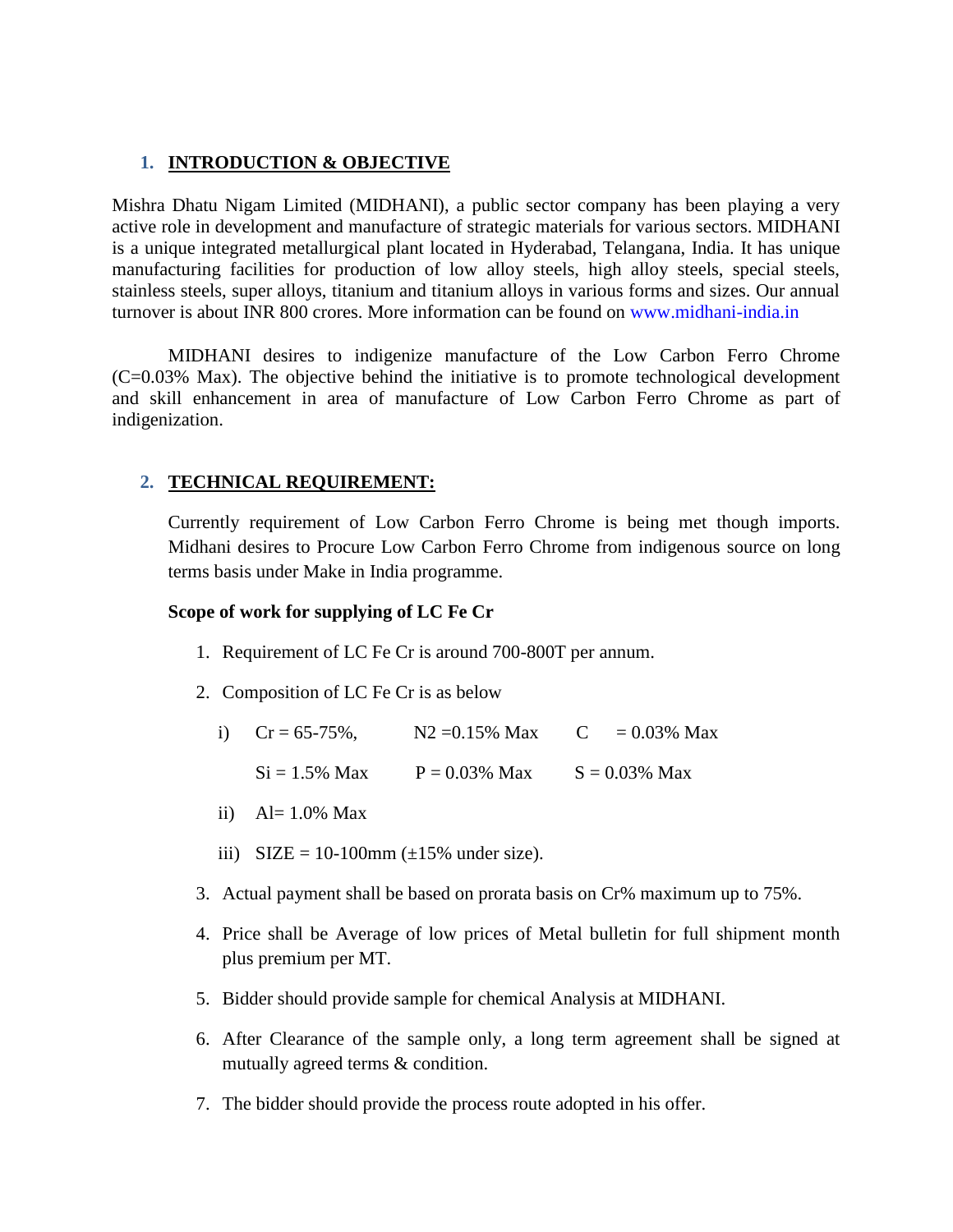## 1. INTRODUCTION & OBJECTIVE

Mishra Dhatu Nigam Limited (MIDHANI), a public sector company has been playing a very active role in development and manufacture of strategic materials for various sectors. MIDHANI is a unique integrated metallurgical plant located in Hyderabad, Telangana, India. It has unique manufacturing facilities for production of low alloy steels, high alloy steels, special steels, stainless steels, super alloys, titanium and titanium alloys in various forms and sizes. Our annual turnover is about INR 800 crores. More information can be found on www.midhani-india.in

MIDHANI desires to indigenize manufacture of the Low Carbon Ferro Chrome (C=0.03% Max). The objective behind the initiative is to promote technological development and skill enhancement in area of manufacture of Low Carbon Ferro Chrome as part of indigenization.

## 2. TECHNICAL REQUIREMENT:

Currently requirement of Low Carbon Ferro Chrome is being met though imports. Midhani desires to Procure Low Carbon Ferro Chrome from indigenous source on long terms basis under Make in India programme.

**Scope of work for supplying of LC Fe Cr**

1. Requirement of LC Fe Cr is around 700-800T per annum.
2. Composition of LC Fe Cr is as below
   - i) Cr = 65-75%, $N_2$ =0.15% Max C = 0.03% Max

     Si = 1.5% Max P = 0.03% Max S = 0.03% Max
   - ii) Al= 1.0% Max
   - iii) SIZE = 10-100mm (±15% under size).
3. Actual payment shall be based on prorata basis on Cr% maximum up to 75%.
4. Price shall be Average of low prices of Metal bulletin for full shipment month plus premium per MT.
5. Bidder should provide sample for chemical Analysis at MIDHANI.
6. After Clearance of the sample only, a long term agreement shall be signed at mutually agreed terms & condition.
7. The bidder should provide the process route adopted in his offer.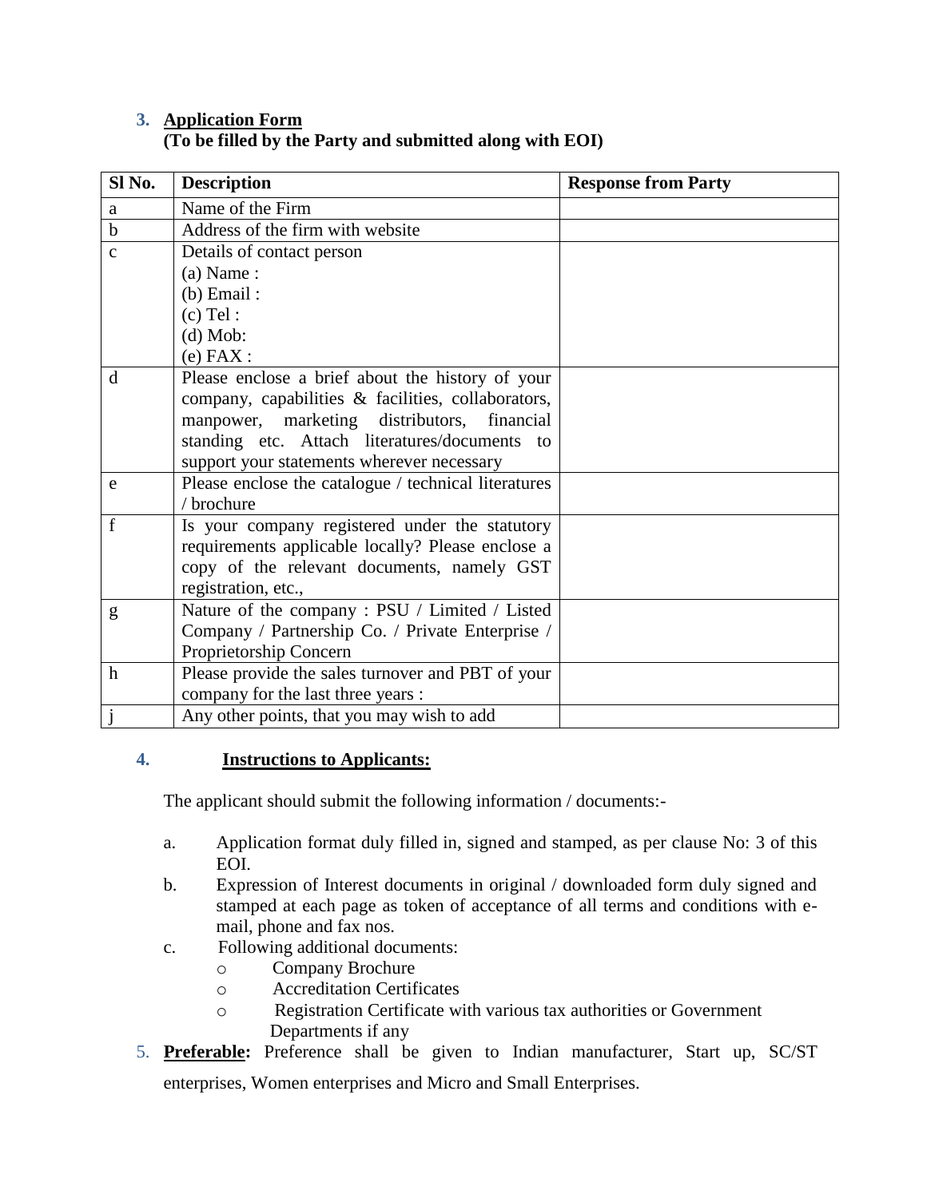## 3. Application Form

**(To be filled by the Party and submitted along with EOI)**

| Sl No. | Description | Response from Party |
|---|---|---|
| a | Name of the Firm | |
| b | Address of the firm with website | |
| c | Details of contact person<br>(a) Name :<br>(b) Email :<br>(c) Tel :<br>(d) Mob:<br>(e) FAX : | |
| d | Please enclose a brief about the history of your company, capabilities & facilities, collaborators, manpower, marketing distributors, financial standing etc. Attach literatures/documents to support your statements wherever necessary | |
| e | Please enclose the catalogue / technical literatures / brochure | |
| f | Is your company registered under the statutory requirements applicable locally? Please enclose a copy of the relevant documents, namely GST registration, etc., | |
| g | Nature of the company : PSU / Limited / Listed Company / Partnership Co. / Private Enterprise / Proprietorship Concern | |
| h | Please provide the sales turnover and PBT of your company for the last three years : | |
| j | Any other points, that you may wish to add | |

## 4. Instructions to Applicants:

The applicant should submit the following information / documents:-

a. Application format duly filled in, signed and stamped, as per clause No: 3 of this EOI.

b. Expression of Interest documents in original / downloaded form duly signed and stamped at each page as token of acceptance of all terms and conditions with e-mail, phone and fax nos.

c. Following additional documents:
   - Company Brochure
   - Accreditation Certificates
   - Registration Certificate with various tax authorities or Government Departments if any

5. **Preferable:** Preference shall be given to Indian manufacturer, Start up, SC/ST enterprises, Women enterprises and Micro and Small Enterprises.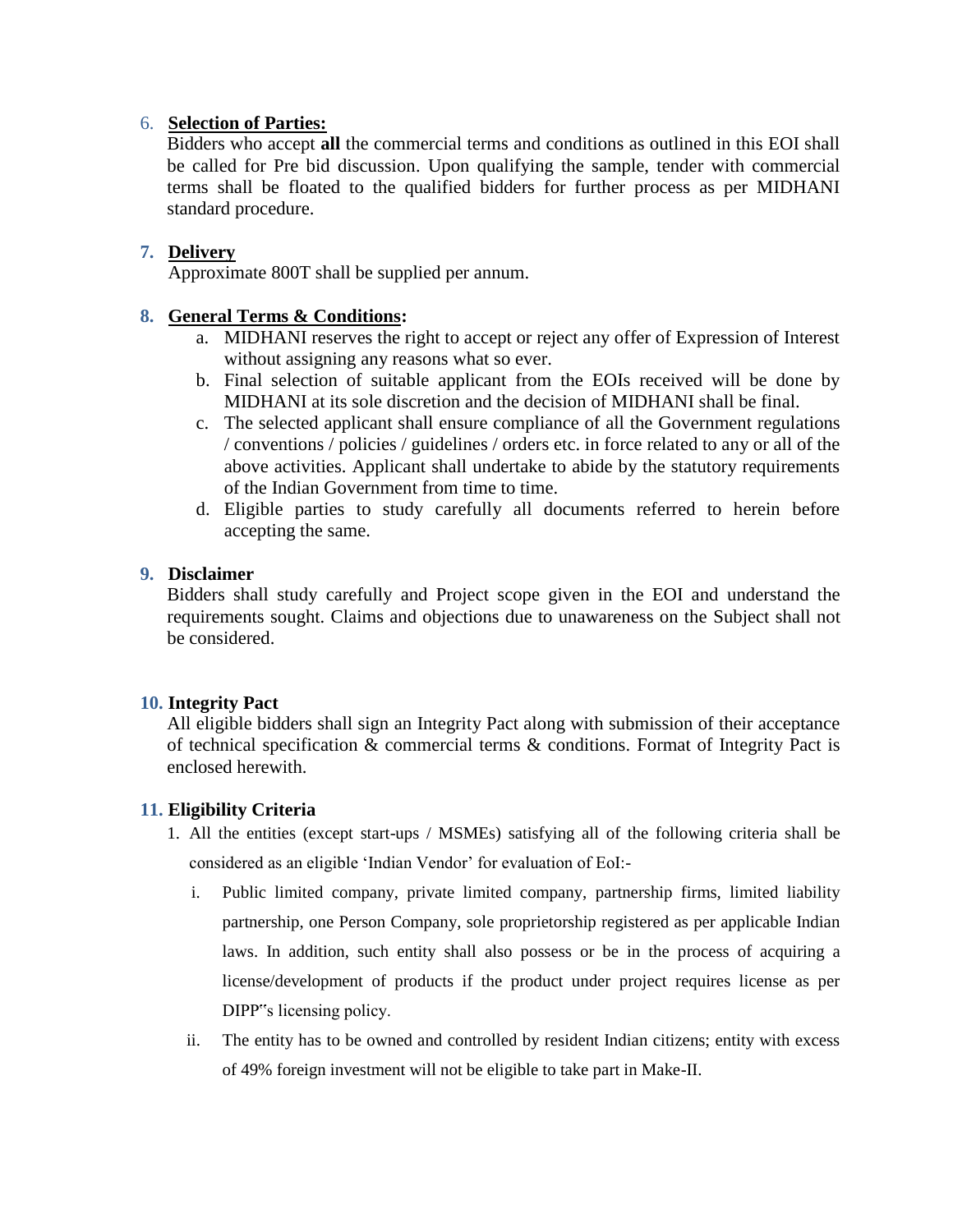6. **<u>Selection of Parties:</u>**

Bidders who accept **all** the commercial terms and conditions as outlined in this EOI shall be called for Pre bid discussion. Upon qualifying the sample, tender with commercial terms shall be floated to the qualified bidders for further process as per MIDHANI standard procedure.

7. **<u>Delivery</u>**

Approximate 800T shall be supplied per annum.

8. **<u>General Terms & Conditions</u>:**

   a. MIDHANI reserves the right to accept or reject any offer of Expression of Interest without assigning any reasons what so ever.
   b. Final selection of suitable applicant from the EOIs received will be done by MIDHANI at its sole discretion and the decision of MIDHANI shall be final.
   c. The selected applicant shall ensure compliance of all the Government regulations / conventions / policies / guidelines / orders etc. in force related to any or all of the above activities. Applicant shall undertake to abide by the statutory requirements of the Indian Government from time to time.
   d. Eligible parties to study carefully all documents referred to herein before accepting the same.

9. **Disclaimer**

Bidders shall study carefully and Project scope given in the EOI and understand the requirements sought. Claims and objections due to unawareness on the Subject shall not be considered.

10. **Integrity Pact**

All eligible bidders shall sign an Integrity Pact along with submission of their acceptance of technical specification & commercial terms & conditions. Format of Integrity Pact is enclosed herewith.

11. **Eligibility Criteria**

1. All the entities (except start-ups / MSMEs) satisfying all of the following criteria shall be considered as an eligible 'Indian Vendor' for evaluation of EoI:-

   i. Public limited company, private limited company, partnership firms, limited liability partnership, one Person Company, sole proprietorship registered as per applicable Indian laws. In addition, such entity shall also possess or be in the process of acquiring a license/development of products if the product under project requires license as per DIPP"s licensing policy.

   ii. The entity has to be owned and controlled by resident Indian citizens; entity with excess of 49% foreign investment will not be eligible to take part in Make-II.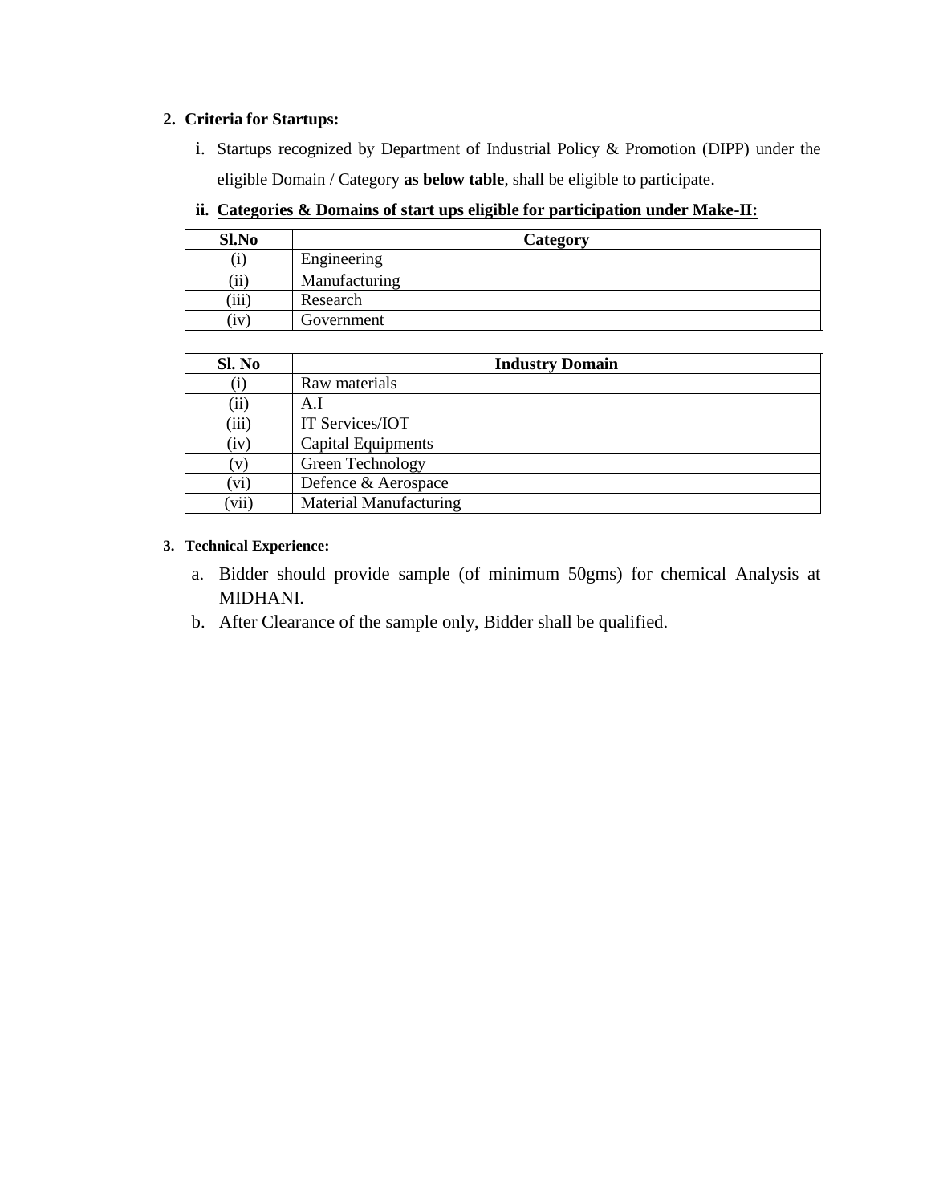**2. Criteria for Startups:**

i. Startups recognized by Department of Industrial Policy & Promotion (DIPP) under the eligible Domain / Category **as below table**, shall be eligible to participate.

**ii. <u>Categories & Domains of start ups eligible for participation under Make-II:</u>**

| Sl.No | Category |
|---|---|
| (i) | Engineering |
| (ii) | Manufacturing |
| (iii) | Research |
| (iv) | Government |

| Sl. No | Industry Domain |
|---|---|
| (i) | Raw materials |
| (ii) | A.I |
| (iii) | IT Services/IOT |
| (iv) | Capital Equipments |
| (v) | Green Technology |
| (vi) | Defence & Aerospace |
| (vii) | Material Manufacturing |

**3. Technical Experience:**

a. Bidder should provide sample (of minimum 50gms) for chemical Analysis at MIDHANI.

b. After Clearance of the sample only, Bidder shall be qualified.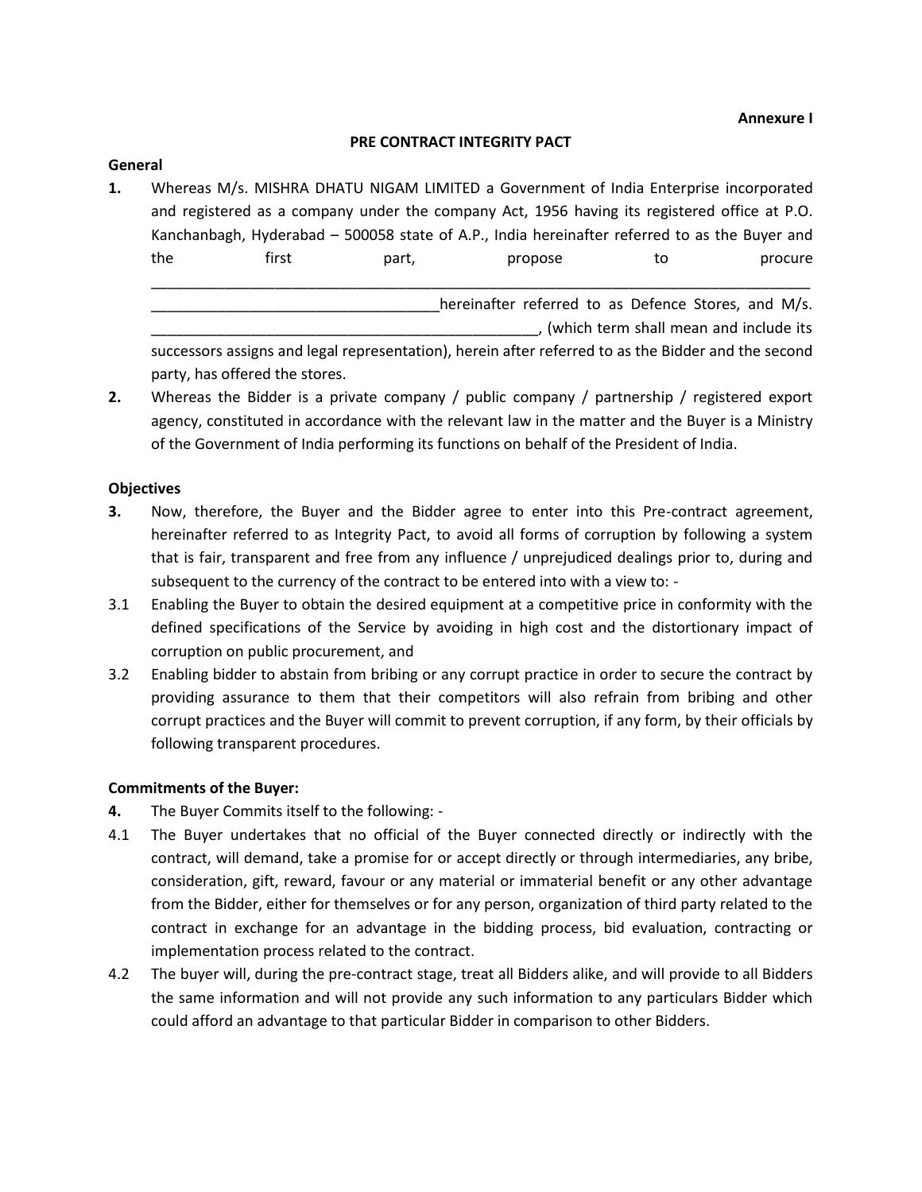**Annexure I**

**PRE CONTRACT INTEGRITY PACT**

**General**

**1.** Whereas M/s. MISHRA DHATU NIGAM LIMITED a Government of India Enterprise incorporated and registered as a company under the company Act, 1956 having its registered office at P.O. Kanchanbagh, Hyderabad – 500058 state of A.P., India hereinafter referred to as the Buyer and the first part, propose to procure \_\_\_\_\_\_\_\_\_\_\_\_\_\_\_\_\_\_\_\_\_\_\_\_\_\_\_\_\_\_\_\_\_\_\_\_\_\_\_\_\_\_\_\_\_\_\_\_\_\_\_\_\_\_\_\_\_\_\_\_\_\_\_\_\_\_\_\_\_\_\_\_\_\_\_\_\_\_\_\_\_\_\_\_\_\_\_\_\_\_\_\_\_\_\_\_\_\_\_\_\_\_\_\_\_\_\_\_\_\_\_\_\_\_\_\_\_\_\_\_\_\_\_\_\_\_hereinafter referred to as Defence Stores, and M/s. \_\_\_\_\_\_\_\_\_\_\_\_\_\_\_\_\_\_\_\_\_\_\_\_\_\_\_\_\_\_\_\_\_\_\_\_\_\_\_\_\_\_\_\_\_\_\_\_, (which term shall mean and include its successors assigns and legal representation), herein after referred to as the Bidder and the second party, has offered the stores.

**2.** Whereas the Bidder is a private company / public company / partnership / registered export agency, constituted in accordance with the relevant law in the matter and the Buyer is a Ministry of the Government of India performing its functions on behalf of the President of India.

**Objectives**

**3.** Now, therefore, the Buyer and the Bidder agree to enter into this Pre-contract agreement, hereinafter referred to as Integrity Pact, to avoid all forms of corruption by following a system that is fair, transparent and free from any influence / unprejudiced dealings prior to, during and subsequent to the currency of the contract to be entered into with a view to: -

3.1 Enabling the Buyer to obtain the desired equipment at a competitive price in conformity with the defined specifications of the Service by avoiding in high cost and the distortionary impact of corruption on public procurement, and

3.2 Enabling bidder to abstain from bribing or any corrupt practice in order to secure the contract by providing assurance to them that their competitors will also refrain from bribing and other corrupt practices and the Buyer will commit to prevent corruption, if any form, by their officials by following transparent procedures.

**Commitments of the Buyer:**

**4.** The Buyer Commits itself to the following: -

4.1 The Buyer undertakes that no official of the Buyer connected directly or indirectly with the contract, will demand, take a promise for or accept directly or through intermediaries, any bribe, consideration, gift, reward, favour or any material or immaterial benefit or any other advantage from the Bidder, either for themselves or for any person, organization of third party related to the contract in exchange for an advantage in the bidding process, bid evaluation, contracting or implementation process related to the contract.

4.2 The buyer will, during the pre-contract stage, treat all Bidders alike, and will provide to all Bidders the same information and will not provide any such information to any particulars Bidder which could afford an advantage to that particular Bidder in comparison to other Bidders.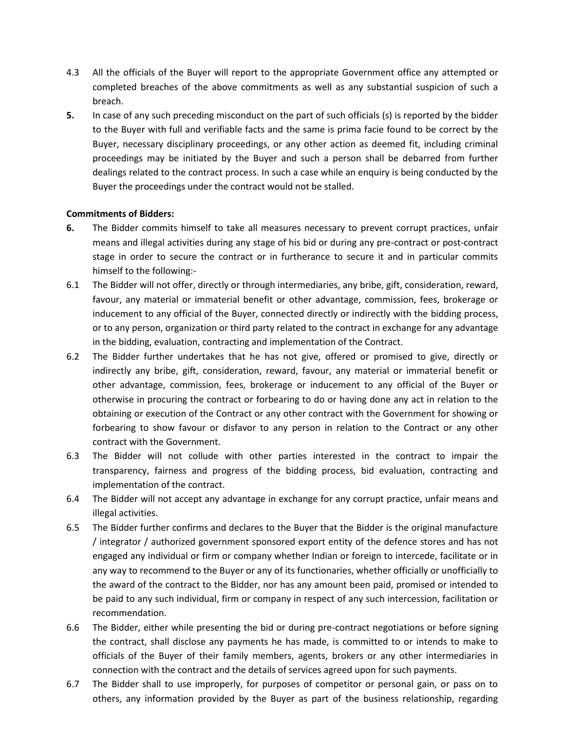4.3 All the officials of the Buyer will report to the appropriate Government office any attempted or completed breaches of the above commitments as well as any substantial suspicion of such a breach.

**5.** In case of any such preceding misconduct on the part of such officials (s) is reported by the bidder to the Buyer with full and verifiable facts and the same is prima facie found to be correct by the Buyer, necessary disciplinary proceedings, or any other action as deemed fit, including criminal proceedings may be initiated by the Buyer and such a person shall be debarred from further dealings related to the contract process. In such a case while an enquiry is being conducted by the Buyer the proceedings under the contract would not be stalled.

**Commitments of Bidders:**

**6.** The Bidder commits himself to take all measures necessary to prevent corrupt practices, unfair means and illegal activities during any stage of his bid or during any pre-contract or post-contract stage in order to secure the contract or in furtherance to secure it and in particular commits himself to the following:-

6.1 The Bidder will not offer, directly or through intermediaries, any bribe, gift, consideration, reward, favour, any material or immaterial benefit or other advantage, commission, fees, brokerage or inducement to any official of the Buyer, connected directly or indirectly with the bidding process, or to any person, organization or third party related to the contract in exchange for any advantage in the bidding, evaluation, contracting and implementation of the Contract.

6.2 The Bidder further undertakes that he has not give, offered or promised to give, directly or indirectly any bribe, gift, consideration, reward, favour, any material or immaterial benefit or other advantage, commission, fees, brokerage or inducement to any official of the Buyer or otherwise in procuring the contract or forbearing to do or having done any act in relation to the obtaining or execution of the Contract or any other contract with the Government for showing or forbearing to show favour or disfavor to any person in relation to the Contract or any other contract with the Government.

6.3 The Bidder will not collude with other parties interested in the contract to impair the transparency, fairness and progress of the bidding process, bid evaluation, contracting and implementation of the contract.

6.4 The Bidder will not accept any advantage in exchange for any corrupt practice, unfair means and illegal activities.

6.5 The Bidder further confirms and declares to the Buyer that the Bidder is the original manufacture / integrator / authorized government sponsored export entity of the defence stores and has not engaged any individual or firm or company whether Indian or foreign to intercede, facilitate or in any way to recommend to the Buyer or any of its functionaries, whether officially or unofficially to the award of the contract to the Bidder, nor has any amount been paid, promised or intended to be paid to any such individual, firm or company in respect of any such intercession, facilitation or recommendation.

6.6 The Bidder, either while presenting the bid or during pre-contract negotiations or before signing the contract, shall disclose any payments he has made, is committed to or intends to make to officials of the Buyer of their family members, agents, brokers or any other intermediaries in connection with the contract and the details of services agreed upon for such payments.

6.7 The Bidder shall to use improperly, for purposes of competitor or personal gain, or pass on to others, any information provided by the Buyer as part of the business relationship, regarding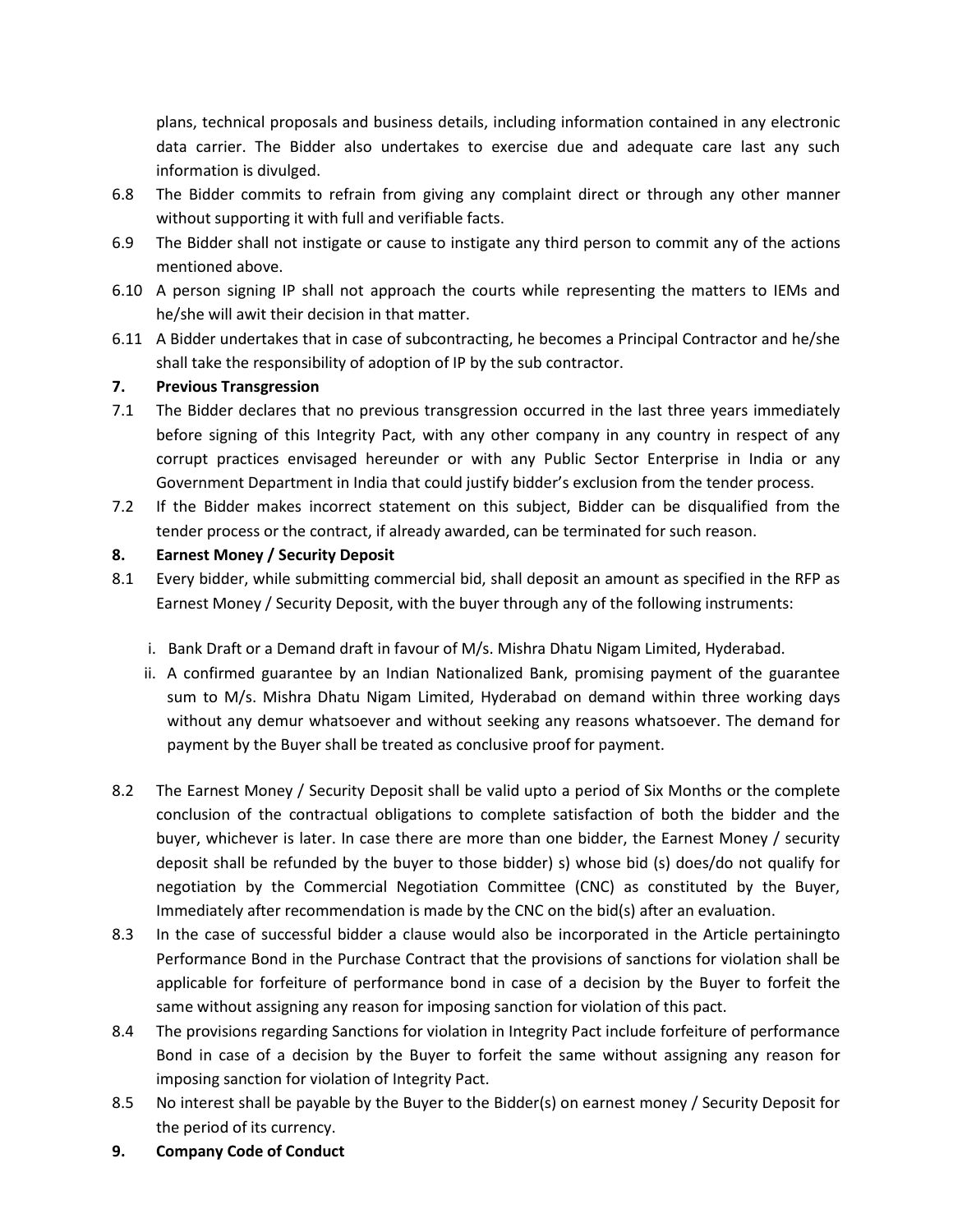plans, technical proposals and business details, including information contained in any electronic data carrier. The Bidder also undertakes to exercise due and adequate care last any such information is divulged.

6.8 The Bidder commits to refrain from giving any complaint direct or through any other manner without supporting it with full and verifiable facts.

6.9 The Bidder shall not instigate or cause to instigate any third person to commit any of the actions mentioned above.

6.10 A person signing IP shall not approach the courts while representing the matters to IEMs and he/she will awit their decision in that matter.

6.11 A Bidder undertakes that in case of subcontracting, he becomes a Principal Contractor and he/she shall take the responsibility of adoption of IP by the sub contractor.

**7. Previous Transgression**

7.1 The Bidder declares that no previous transgression occurred in the last three years immediately before signing of this Integrity Pact, with any other company in any country in respect of any corrupt practices envisaged hereunder or with any Public Sector Enterprise in India or any Government Department in India that could justify bidder's exclusion from the tender process.

7.2 If the Bidder makes incorrect statement on this subject, Bidder can be disqualified from the tender process or the contract, if already awarded, can be terminated for such reason.

**8. Earnest Money / Security Deposit**

8.1 Every bidder, while submitting commercial bid, shall deposit an amount as specified in the RFP as Earnest Money / Security Deposit, with the buyer through any of the following instruments:

  i. Bank Draft or a Demand draft in favour of M/s. Mishra Dhatu Nigam Limited, Hyderabad.
  ii. A confirmed guarantee by an Indian Nationalized Bank, promising payment of the guarantee sum to M/s. Mishra Dhatu Nigam Limited, Hyderabad on demand within three working days without any demur whatsoever and without seeking any reasons whatsoever. The demand for payment by the Buyer shall be treated as conclusive proof for payment.

8.2 The Earnest Money / Security Deposit shall be valid upto a period of Six Months or the complete conclusion of the contractual obligations to complete satisfaction of both the bidder and the buyer, whichever is later. In case there are more than one bidder, the Earnest Money / security deposit shall be refunded by the buyer to those bidder) s) whose bid (s) does/do not qualify for negotiation by the Commercial Negotiation Committee (CNC) as constituted by the Buyer, Immediately after recommendation is made by the CNC on the bid(s) after an evaluation.

8.3 In the case of successful bidder a clause would also be incorporated in the Article pertainingto Performance Bond in the Purchase Contract that the provisions of sanctions for violation shall be applicable for forfeiture of performance bond in case of a decision by the Buyer to forfeit the same without assigning any reason for imposing sanction for violation of this pact.

8.4 The provisions regarding Sanctions for violation in Integrity Pact include forfeiture of performance Bond in case of a decision by the Buyer to forfeit the same without assigning any reason for imposing sanction for violation of Integrity Pact.

8.5 No interest shall be payable by the Buyer to the Bidder(s) on earnest money / Security Deposit for the period of its currency.

**9. Company Code of Conduct**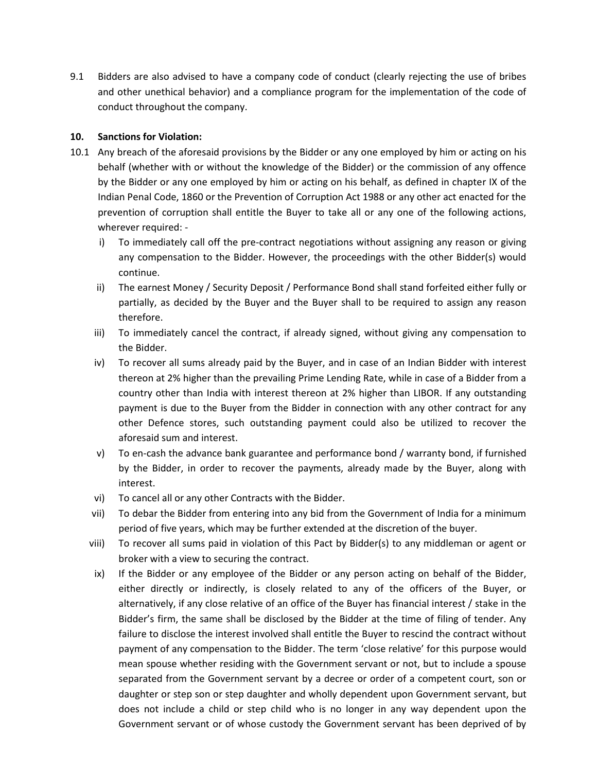9.1 Bidders are also advised to have a company code of conduct (clearly rejecting the use of bribes and other unethical behavior) and a compliance program for the implementation of the code of conduct throughout the company.

**10. Sanctions for Violation:**

10.1 Any breach of the aforesaid provisions by the Bidder or any one employed by him or acting on his behalf (whether with or without the knowledge of the Bidder) or the commission of any offence by the Bidder or any one employed by him or acting on his behalf, as defined in chapter IX of the Indian Penal Code, 1860 or the Prevention of Corruption Act 1988 or any other act enacted for the prevention of corruption shall entitle the Buyer to take all or any one of the following actions, wherever required: -

i) To immediately call off the pre-contract negotiations without assigning any reason or giving any compensation to the Bidder. However, the proceedings with the other Bidder(s) would continue.

ii) The earnest Money / Security Deposit / Performance Bond shall stand forfeited either fully or partially, as decided by the Buyer and the Buyer shall to be required to assign any reason therefore.

iii) To immediately cancel the contract, if already signed, without giving any compensation to the Bidder.

iv) To recover all sums already paid by the Buyer, and in case of an Indian Bidder with interest thereon at 2% higher than the prevailing Prime Lending Rate, while in case of a Bidder from a country other than India with interest thereon at 2% higher than LIBOR. If any outstanding payment is due to the Buyer from the Bidder in connection with any other contract for any other Defence stores, such outstanding payment could also be utilized to recover the aforesaid sum and interest.

v) To en-cash the advance bank guarantee and performance bond / warranty bond, if furnished by the Bidder, in order to recover the payments, already made by the Buyer, along with interest.

vi) To cancel all or any other Contracts with the Bidder.

vii) To debar the Bidder from entering into any bid from the Government of India for a minimum period of five years, which may be further extended at the discretion of the buyer.

viii) To recover all sums paid in violation of this Pact by Bidder(s) to any middleman or agent or broker with a view to securing the contract.

ix) If the Bidder or any employee of the Bidder or any person acting on behalf of the Bidder, either directly or indirectly, is closely related to any of the officers of the Buyer, or alternatively, if any close relative of an office of the Buyer has financial interest / stake in the Bidder's firm, the same shall be disclosed by the Bidder at the time of filing of tender. Any failure to disclose the interest involved shall entitle the Buyer to rescind the contract without payment of any compensation to the Bidder. The term 'close relative' for this purpose would mean spouse whether residing with the Government servant or not, but to include a spouse separated from the Government servant by a decree or order of a competent court, son or daughter or step son or step daughter and wholly dependent upon Government servant, but does not include a child or step child who is no longer in any way dependent upon the Government servant or of whose custody the Government servant has been deprived of by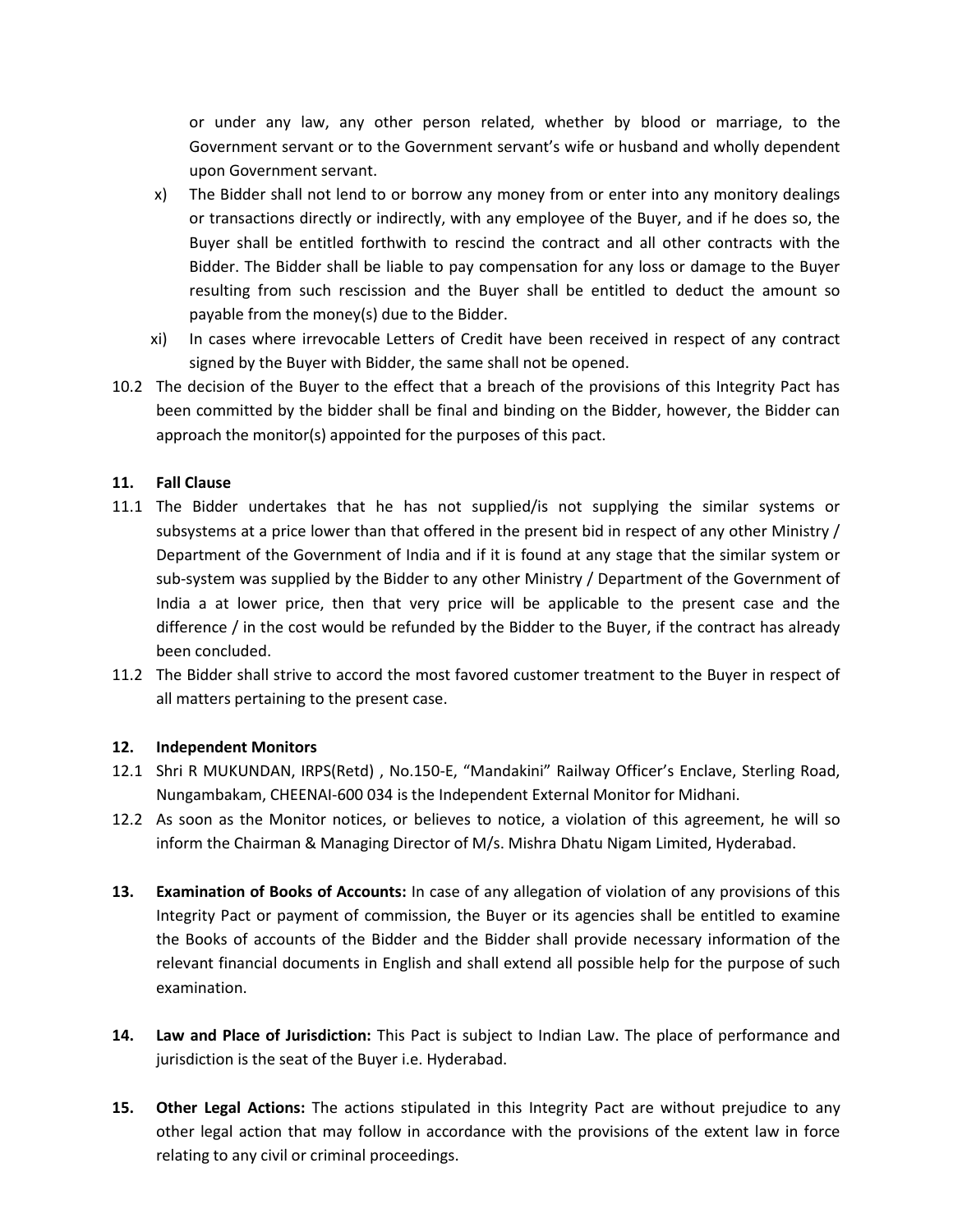or under any law, any other person related, whether by blood or marriage, to the Government servant or to the Government servant's wife or husband and wholly dependent upon Government servant.

x) The Bidder shall not lend to or borrow any money from or enter into any monitory dealings or transactions directly or indirectly, with any employee of the Buyer, and if he does so, the Buyer shall be entitled forthwith to rescind the contract and all other contracts with the Bidder. The Bidder shall be liable to pay compensation for any loss or damage to the Buyer resulting from such rescission and the Buyer shall be entitled to deduct the amount so payable from the money(s) due to the Bidder.

xi) In cases where irrevocable Letters of Credit have been received in respect of any contract signed by the Buyer with Bidder, the same shall not be opened.

10.2 The decision of the Buyer to the effect that a breach of the provisions of this Integrity Pact has been committed by the bidder shall be final and binding on the Bidder, however, the Bidder can approach the monitor(s) appointed for the purposes of this pact.

**11. Fall Clause**

11.1 The Bidder undertakes that he has not supplied/is not supplying the similar systems or subsystems at a price lower than that offered in the present bid in respect of any other Ministry / Department of the Government of India and if it is found at any stage that the similar system or sub-system was supplied by the Bidder to any other Ministry / Department of the Government of India a at lower price, then that very price will be applicable to the present case and the difference / in the cost would be refunded by the Bidder to the Buyer, if the contract has already been concluded.

11.2 The Bidder shall strive to accord the most favored customer treatment to the Buyer in respect of all matters pertaining to the present case.

**12. Independent Monitors**

12.1 Shri R MUKUNDAN, IRPS(Retd) , No.150-E, "Mandakini" Railway Officer's Enclave, Sterling Road, Nungambakam, CHEENAI-600 034 is the Independent External Monitor for Midhani.

12.2 As soon as the Monitor notices, or believes to notice, a violation of this agreement, he will so inform the Chairman & Managing Director of M/s. Mishra Dhatu Nigam Limited, Hyderabad.

**13. Examination of Books of Accounts:** In case of any allegation of violation of any provisions of this Integrity Pact or payment of commission, the Buyer or its agencies shall be entitled to examine the Books of accounts of the Bidder and the Bidder shall provide necessary information of the relevant financial documents in English and shall extend all possible help for the purpose of such examination.

**14. Law and Place of Jurisdiction:** This Pact is subject to Indian Law. The place of performance and jurisdiction is the seat of the Buyer i.e. Hyderabad.

**15. Other Legal Actions:** The actions stipulated in this Integrity Pact are without prejudice to any other legal action that may follow in accordance with the provisions of the extent law in force relating to any civil or criminal proceedings.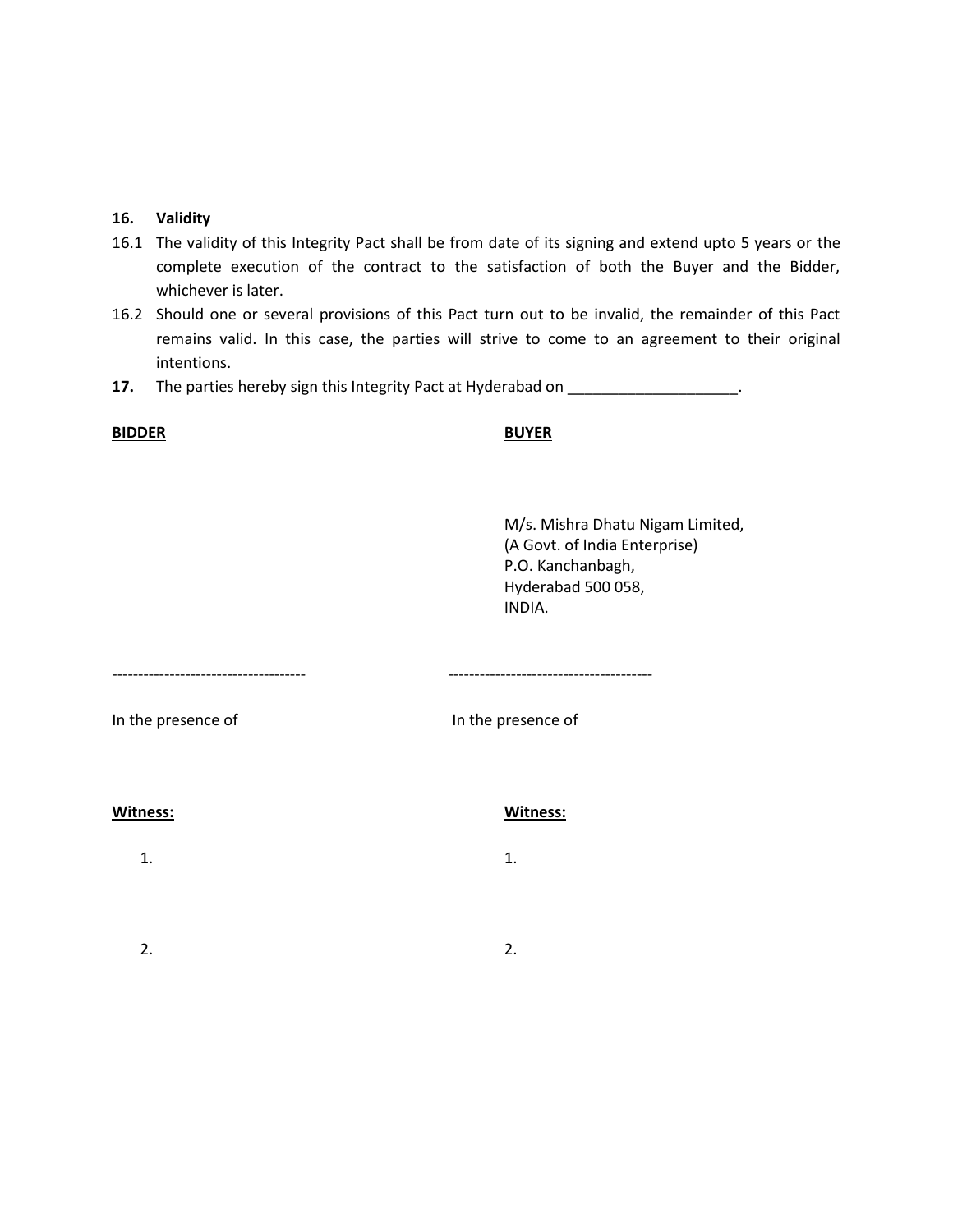**16. Validity**

16.1 The validity of this Integrity Pact shall be from date of its signing and extend upto 5 years or the complete execution of the contract to the satisfaction of both the Buyer and the Bidder, whichever is later.

16.2 Should one or several provisions of this Pact turn out to be invalid, the remainder of this Pact remains valid. In this case, the parties will strive to come to an agreement to their original intentions.

**17.** The parties hereby sign this Integrity Pact at Hyderabad on ____________________.

| **BIDDER** | **BUYER** |
| --- | --- |
| | M/s. Mishra Dhatu Nigam Limited,<br>(A Govt. of India Enterprise)<br>P.O. Kanchanbagh,<br>Hyderabad 500 058,<br>INDIA. |
| ------------------------------------- | --------------------------------------- |
| In the presence of | In the presence of |
| **Witness:** | **Witness:** |
| 1. | 1. |
| 2. | 2. |